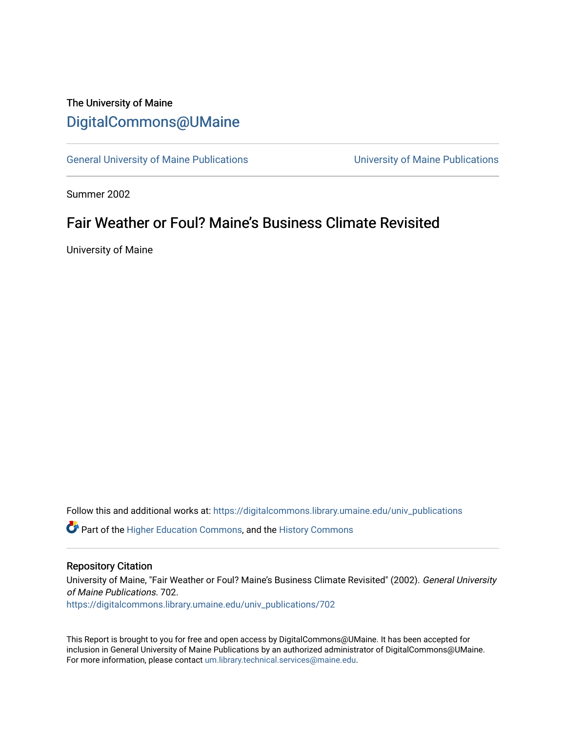The University of Maine

## DigitalCommons@UMaine

General University of Maine Publications

University of Maine Publications

Summer 2002

# Fair Weather or Foul? Maine's Business Climate Revisited

University of Maine

Follow this and additional works at: https://digitalcommons.library.umaine.edu/univ_publications

Part of the Higher Education Commons, and the History Commons

### Repository Citation

University of Maine, "Fair Weather or Foul? Maine's Business Climate Revisited" (2002). *General University of Maine Publications*. 702.
https://digitalcommons.library.umaine.edu/univ_publications/702

This Report is brought to you for free and open access by DigitalCommons@UMaine. It has been accepted for inclusion in General University of Maine Publications by an authorized administrator of DigitalCommons@UMaine. For more information, please contact um.library.technical.services@maine.edu.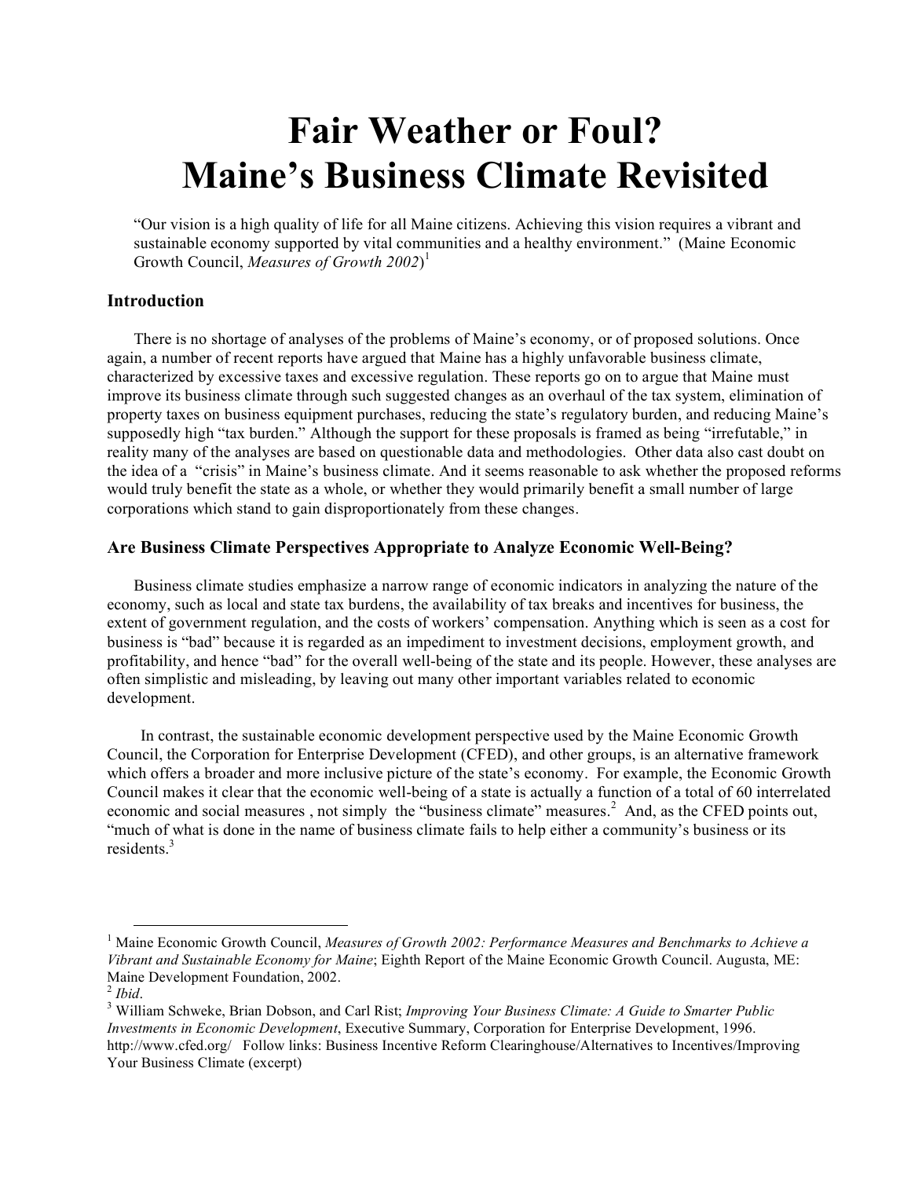# Fair Weather or Foul? Maine's Business Climate Revisited

"Our vision is a high quality of life for all Maine citizens. Achieving this vision requires a vibrant and sustainable economy supported by vital communities and a healthy environment." (Maine Economic Growth Council, *Measures of Growth 2002*)[1]

### Introduction

There is no shortage of analyses of the problems of Maine's economy, or of proposed solutions. Once again, a number of recent reports have argued that Maine has a highly unfavorable business climate, characterized by excessive taxes and excessive regulation. These reports go on to argue that Maine must improve its business climate through such suggested changes as an overhaul of the tax system, elimination of property taxes on business equipment purchases, reducing the state's regulatory burden, and reducing Maine's supposedly high "tax burden." Although the support for these proposals is framed as being "irrefutable," in reality many of the analyses are based on questionable data and methodologies. Other data also cast doubt on the idea of a "crisis" in Maine's business climate. And it seems reasonable to ask whether the proposed reforms would truly benefit the state as a whole, or whether they would primarily benefit a small number of large corporations which stand to gain disproportionately from these changes.

### Are Business Climate Perspectives Appropriate to Analyze Economic Well-Being?

Business climate studies emphasize a narrow range of economic indicators in analyzing the nature of the economy, such as local and state tax burdens, the availability of tax breaks and incentives for business, the extent of government regulation, and the costs of workers' compensation. Anything which is seen as a cost for business is "bad" because it is regarded as an impediment to investment decisions, employment growth, and profitability, and hence "bad" for the overall well-being of the state and its people. However, these analyses are often simplistic and misleading, by leaving out many other important variables related to economic development.

In contrast, the sustainable economic development perspective used by the Maine Economic Growth Council, the Corporation for Enterprise Development (CFED), and other groups, is an alternative framework which offers a broader and more inclusive picture of the state's economy. For example, the Economic Growth Council makes it clear that the economic well-being of a state is actually a function of a total of 60 interrelated economic and social measures , not simply the "business climate" measures.[2] And, as the CFED points out, "much of what is done in the name of business climate fails to help either a community's business or its residents.[3]

---

[1] Maine Economic Growth Council, *Measures of Growth 2002: Performance Measures and Benchmarks to Achieve a Vibrant and Sustainable Economy for Maine*; Eighth Report of the Maine Economic Growth Council. Augusta, ME: Maine Development Foundation, 2002.

[2] *Ibid*.

[3] William Schweke, Brian Dobson, and Carl Rist; *Improving Your Business Climate: A Guide to Smarter Public Investments in Economic Development*, Executive Summary, Corporation for Enterprise Development, 1996. http://www.cfed.org/ Follow links: Business Incentive Reform Clearinghouse/Alternatives to Incentives/Improving Your Business Climate (excerpt)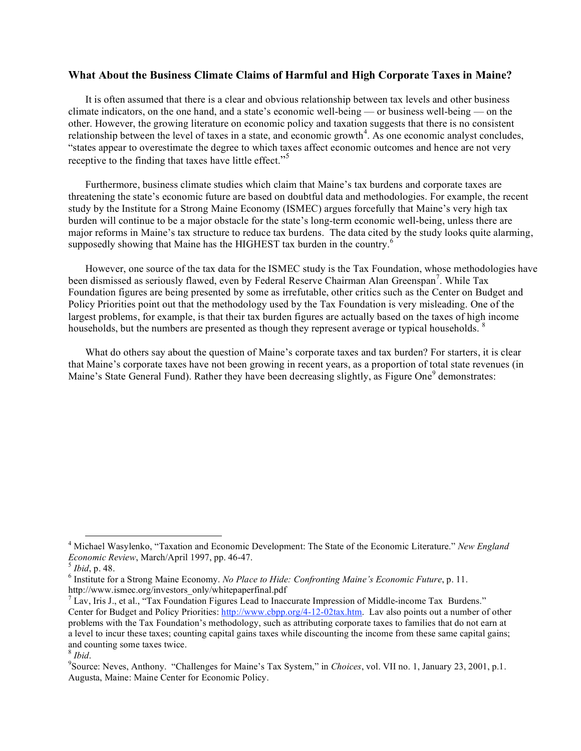### What About the Business Climate Claims of Harmful and High Corporate Taxes in Maine?

It is often assumed that there is a clear and obvious relationship between tax levels and other business climate indicators, on the one hand, and a state's economic well-being — or business well-being — on the other. However, the growing literature on economic policy and taxation suggests that there is no consistent relationship between the level of taxes in a state, and economic growth[4]. As one economic analyst concludes, "states appear to overestimate the degree to which taxes affect economic outcomes and hence are not very receptive to the finding that taxes have little effect."[5]

Furthermore, business climate studies which claim that Maine's tax burdens and corporate taxes are threatening the state's economic future are based on doubtful data and methodologies. For example, the recent study by the Institute for a Strong Maine Economy (ISMEC) argues forcefully that Maine's very high tax burden will continue to be a major obstacle for the state's long-term economic well-being, unless there are major reforms in Maine's tax structure to reduce tax burdens. The data cited by the study looks quite alarming, supposedly showing that Maine has the HIGHEST tax burden in the country.[6]

However, one source of the tax data for the ISMEC study is the Tax Foundation, whose methodologies have been dismissed as seriously flawed, even by Federal Reserve Chairman Alan Greenspan[7]. While Tax Foundation figures are being presented by some as irrefutable, other critics such as the Center on Budget and Policy Priorities point out that the methodology used by the Tax Foundation is very misleading. One of the largest problems, for example, is that their tax burden figures are actually based on the taxes of high income households, but the numbers are presented as though they represent average or typical households.[8]

What do others say about the question of Maine's corporate taxes and tax burden? For starters, it is clear that Maine's corporate taxes have not been growing in recent years, as a proportion of total state revenues (in Maine's State General Fund). Rather they have been decreasing slightly, as Figure One[9] demonstrates:

---

[4] Michael Wasylenko, "Taxation and Economic Development: The State of the Economic Literature." *New England Economic Review*, March/April 1997, pp. 46-47.

[5] *Ibid*, p. 48.

[6] Institute for a Strong Maine Economy. *No Place to Hide: Confronting Maine's Economic Future*, p. 11. http://www.ismec.org/investors_only/whitepaperfinal.pdf

[7] Lav, Iris J., et al., "Tax Foundation Figures Lead to Inaccurate Impression of Middle-income Tax Burdens." Center for Budget and Policy Priorities: http://www.cbpp.org/4-12-02tax.htm. Lav also points out a number of other problems with the Tax Foundation's methodology, such as attributing corporate taxes to families that do not earn at a level to incur these taxes; counting capital gains taxes while discounting the income from these same capital gains; and counting some taxes twice.

[8] *Ibid*.

[9] Source: Neves, Anthony. "Challenges for Maine's Tax System," in *Choices*, vol. VII no. 1, January 23, 2001, p.1. Augusta, Maine: Maine Center for Economic Policy.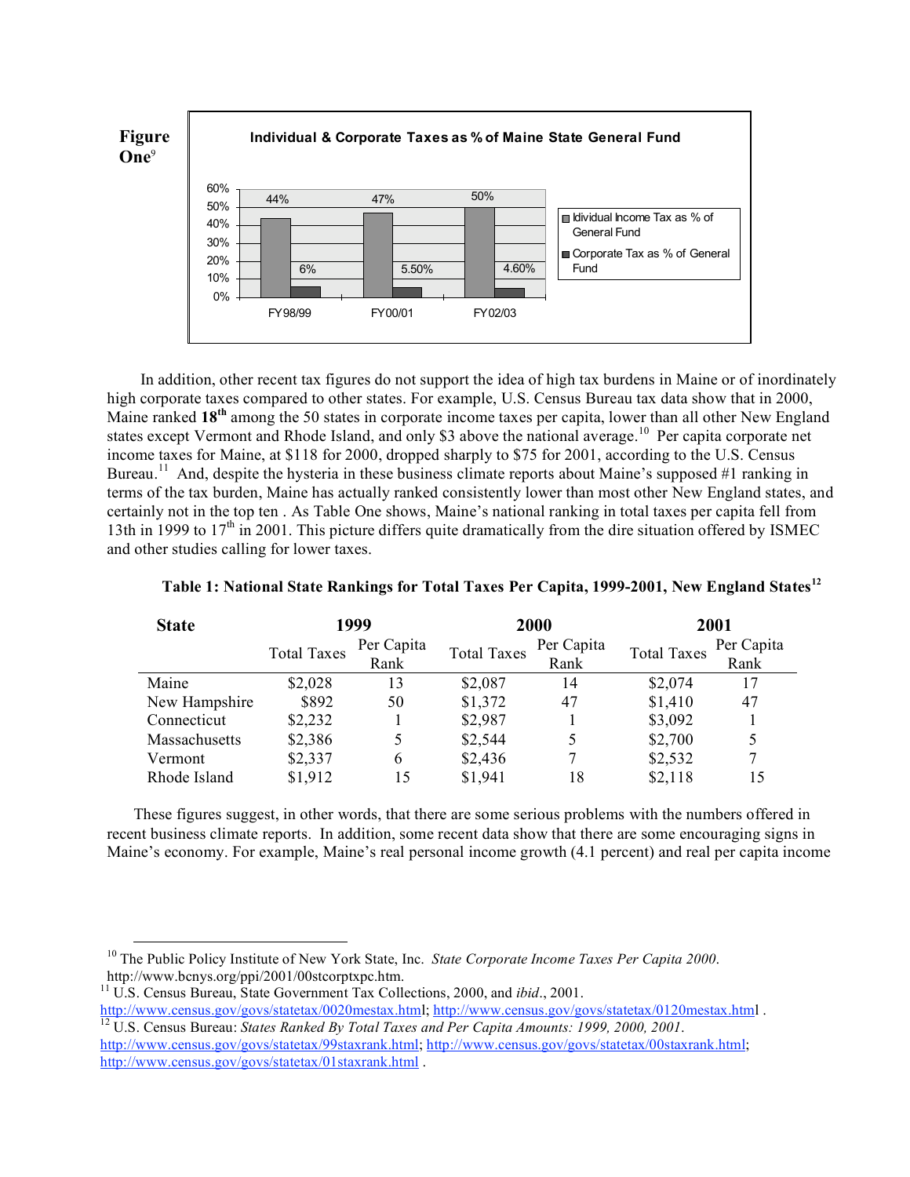**Figure One**[9]

**Individual & Corporate Taxes as % of Maine State General Fund**

| | FY98/99 | FY00/01 | FY02/03 |
|---|---|---|---|
| Idividual Income Tax as % of General Fund | 44% | 47% | 50% |
| Corporate Tax as % of General Fund | 6% | 5.50% | 4.60% |

In addition, other recent tax figures do not support the idea of high tax burdens in Maine or of inordinately high corporate taxes compared to other states. For example, U.S. Census Bureau tax data show that in 2000, Maine ranked **18th** among the 50 states in corporate income taxes per capita, lower than all other New England states except Vermont and Rhode Island, and only $3 above the national average.[10] Per capita corporate net income taxes for Maine, at $118 for 2000, dropped sharply to $75 for 2001, according to the U.S. Census Bureau.[11] And, despite the hysteria in these business climate reports about Maine's supposed #1 ranking in terms of the tax burden, Maine has actually ranked consistently lower than most other New England states, and certainly not in the top ten . As Table One shows, Maine's national ranking in total taxes per capita fell from 13th in 1999 to 17th in 2001. This picture differs quite dramatically from the dire situation offered by ISMEC and other studies calling for lower taxes.

**Table 1: National State Rankings for Total Taxes Per Capita, 1999-2001, New England States**[12]

| State | 1999 | | 2000 | | 2001 | |
|---|---|---|---|---|---|---|
| | Total Taxes | Per Capita Rank | Total Taxes | Per Capita Rank | Total Taxes | Per Capita Rank |
| Maine | $2,028 | 13 | $2,087 | 14 | $2,074 | 17 |
| New Hampshire | $892 | 50 | $1,372 | 47 | $1,410 | 47 |
| Connecticut | $2,232 | 1 | $2,987 | 1 | $3,092 | 1 |
| Massachusetts | $2,386 | 5 | $2,544 | 5 | $2,700 | 5 |
| Vermont | $2,337 | 6 | $2,436 | 7 | $2,532 | 7 |
| Rhode Island | $1,912 | 15 | $1,941 | 18 | $2,118 | 15 |

These figures suggest, in other words, that there are some serious problems with the numbers offered in recent business climate reports. In addition, some recent data show that there are some encouraging signs in Maine's economy. For example, Maine's real personal income growth (4.1 percent) and real per capita income

[10] The Public Policy Institute of New York State, Inc. *State Corporate Income Taxes Per Capita 2000*. http://www.bcnys.org/ppi/2001/00stcorptxpc.htm.

[11] U.S. Census Bureau, State Government Tax Collections, 2000, and *ibid*., 2001. http://www.census.gov/govs/statetax/0020mestax.html; http://www.census.gov/govs/statetax/0120mestax.html .

[12] U.S. Census Bureau: *States Ranked By Total Taxes and Per Capita Amounts: 1999, 2000, 2001*. http://www.census.gov/govs/statetax/99staxrank.html; http://www.census.gov/govs/statetax/00staxrank.html; http://www.census.gov/govs/statetax/01staxrank.html .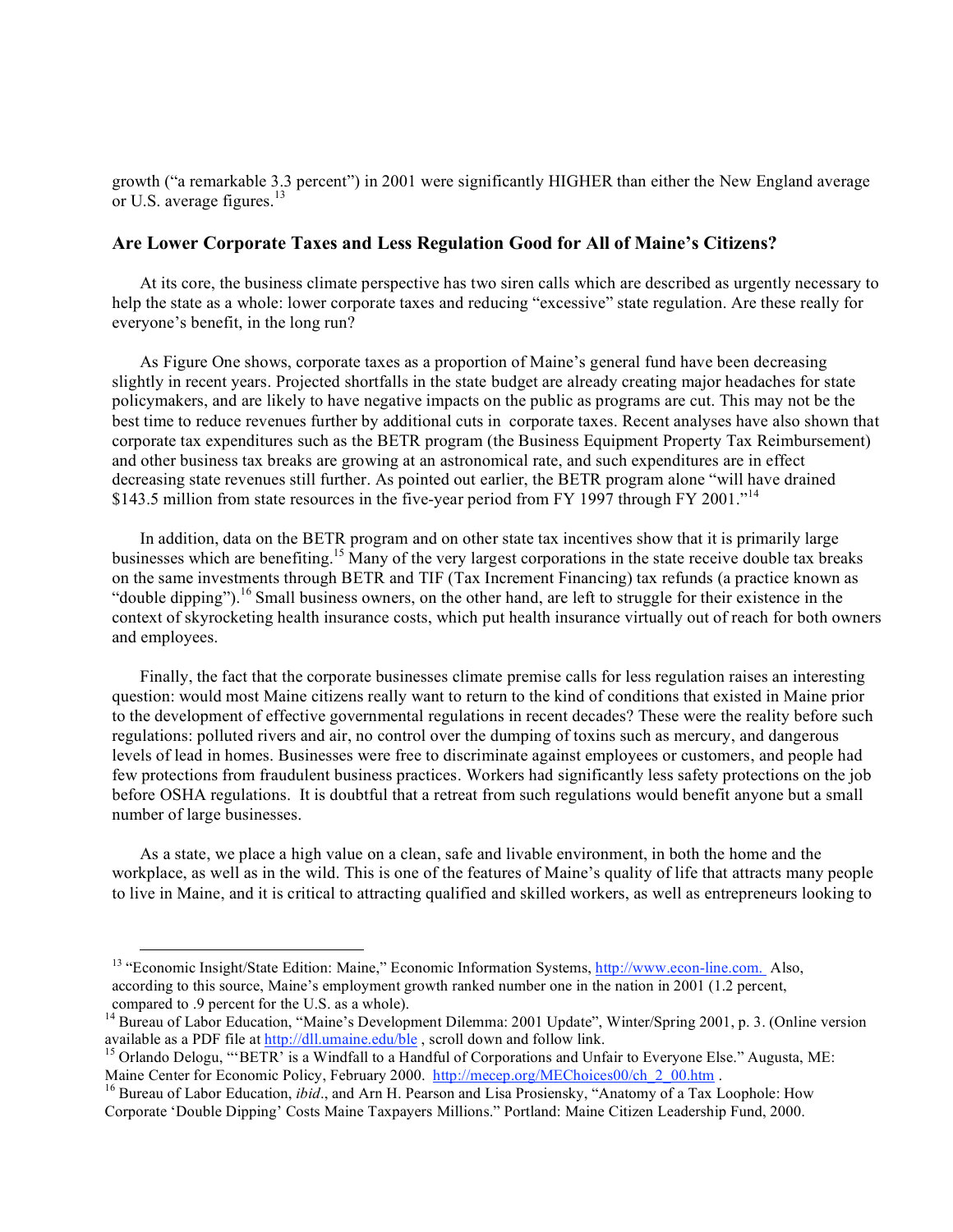growth ("a remarkable 3.3 percent") in 2001 were significantly HIGHER than either the New England average or U.S. average figures.[13]

### Are Lower Corporate Taxes and Less Regulation Good for All of Maine's Citizens?

At its core, the business climate perspective has two siren calls which are described as urgently necessary to help the state as a whole: lower corporate taxes and reducing "excessive" state regulation. Are these really for everyone's benefit, in the long run?

As Figure One shows, corporate taxes as a proportion of Maine's general fund have been decreasing slightly in recent years. Projected shortfalls in the state budget are already creating major headaches for state policymakers, and are likely to have negative impacts on the public as programs are cut. This may not be the best time to reduce revenues further by additional cuts in corporate taxes. Recent analyses have also shown that corporate tax expenditures such as the BETR program (the Business Equipment Property Tax Reimbursement) and other business tax breaks are growing at an astronomical rate, and such expenditures are in effect decreasing state revenues still further. As pointed out earlier, the BETR program alone "will have drained $143.5 million from state resources in the five-year period from FY 1997 through FY 2001."[14]

In addition, data on the BETR program and on other state tax incentives show that it is primarily large businesses which are benefiting.[15] Many of the very largest corporations in the state receive double tax breaks on the same investments through BETR and TIF (Tax Increment Financing) tax refunds (a practice known as "double dipping").[16] Small business owners, on the other hand, are left to struggle for their existence in the context of skyrocketing health insurance costs, which put health insurance virtually out of reach for both owners and employees.

Finally, the fact that the corporate businesses climate premise calls for less regulation raises an interesting question: would most Maine citizens really want to return to the kind of conditions that existed in Maine prior to the development of effective governmental regulations in recent decades? These were the reality before such regulations: polluted rivers and air, no control over the dumping of toxins such as mercury, and dangerous levels of lead in homes. Businesses were free to discriminate against employees or customers, and people had few protections from fraudulent business practices. Workers had significantly less safety protections on the job before OSHA regulations. It is doubtful that a retreat from such regulations would benefit anyone but a small number of large businesses.

As a state, we place a high value on a clean, safe and livable environment, in both the home and the workplace, as well as in the wild. This is one of the features of Maine's quality of life that attracts many people to live in Maine, and it is critical to attracting qualified and skilled workers, as well as entrepreneurs looking to

---

[13] "Economic Insight/State Edition: Maine," Economic Information Systems, http://www.econ-line.com. Also, according to this source, Maine's employment growth ranked number one in the nation in 2001 (1.2 percent, compared to .9 percent for the U.S. as a whole).

[14] Bureau of Labor Education, "Maine's Development Dilemma: 2001 Update", Winter/Spring 2001, p. 3. (Online version available as a PDF file at http://dll.umaine.edu/ble , scroll down and follow link.

[15] Orlando Delogu, "'BETR' is a Windfall to a Handful of Corporations and Unfair to Everyone Else." Augusta, ME: Maine Center for Economic Policy, February 2000. http://mecep.org/MEChoices00/ch_2_00.htm .

[16] Bureau of Labor Education, *ibid*., and Arn H. Pearson and Lisa Prosiensky, "Anatomy of a Tax Loophole: How Corporate 'Double Dipping' Costs Maine Taxpayers Millions." Portland: Maine Citizen Leadership Fund, 2000.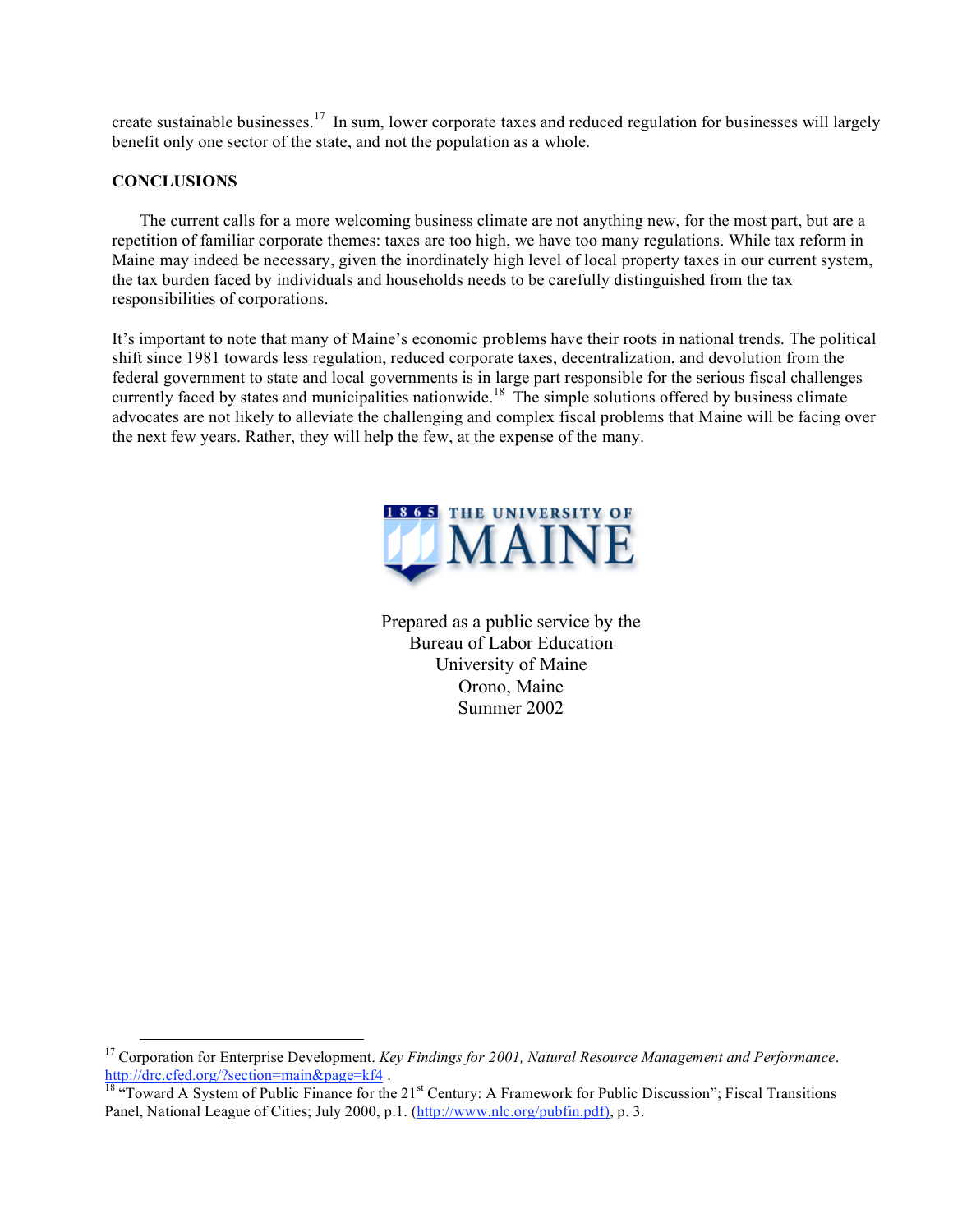create sustainable businesses.[17] In sum, lower corporate taxes and reduced regulation for businesses will largely benefit only one sector of the state, and not the population as a whole.

**CONCLUSIONS**

The current calls for a more welcoming business climate are not anything new, for the most part, but are a repetition of familiar corporate themes: taxes are too high, we have too many regulations. While tax reform in Maine may indeed be necessary, given the inordinately high level of local property taxes in our current system, the tax burden faced by individuals and households needs to be carefully distinguished from the tax responsibilities of corporations.

It's important to note that many of Maine's economic problems have their roots in national trends. The political shift since 1981 towards less regulation, reduced corporate taxes, decentralization, and devolution from the federal government to state and local governments is in large part responsible for the serious fiscal challenges currently faced by states and municipalities nationwide.[18] The simple solutions offered by business climate advocates are not likely to alleviate the challenging and complex fiscal problems that Maine will be facing over the next few years. Rather, they will help the few, at the expense of the many.

1865 THE UNIVERSITY OF MAINE

Prepared as a public service by the
Bureau of Labor Education
University of Maine
Orono, Maine
Summer 2002

---

[17] Corporation for Enterprise Development. *Key Findings for 2001, Natural Resource Management and Performance*. http://drc.cfed.org/?section=main&page=kf4 .

[18] "Toward A System of Public Finance for the 21st Century: A Framework for Public Discussion"; Fiscal Transitions Panel, National League of Cities; July 2000, p.1. (http://www.nlc.org/pubfin.pdf), p. 3.